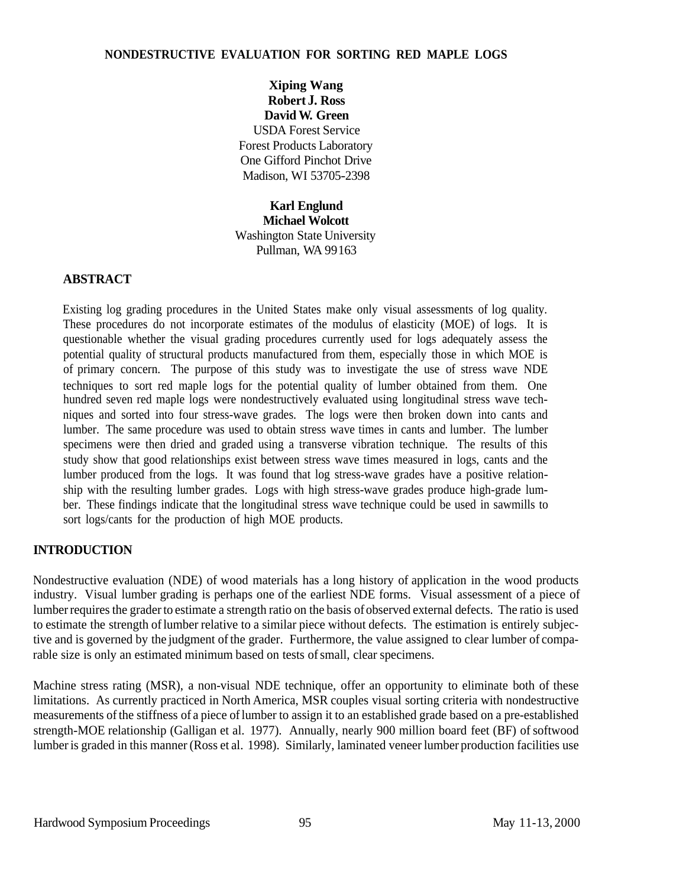# NONDESTRUCTIVE EVALUATION FOR SORTING RED MAPLE LOGS

**Xiping Wang**
**Robert J. Ross**
**David W. Green**
USDA Forest Service
Forest Products Laboratory
One Gifford Pinchot Drive
Madison, WI 53705-2398

**Karl Englund**
**Michael Wolcott**
Washington State University
Pullman, WA 99163

## ABSTRACT

Existing log grading procedures in the United States make only visual assessments of log quality. These procedures do not incorporate estimates of the modulus of elasticity (MOE) of logs. It is questionable whether the visual grading procedures currently used for logs adequately assess the potential quality of structural products manufactured from them, especially those in which MOE is of primary concern. The purpose of this study was to investigate the use of stress wave NDE techniques to sort red maple logs for the potential quality of lumber obtained from them. One hundred seven red maple logs were nondestructively evaluated using longitudinal stress wave techniques and sorted into four stress-wave grades. The logs were then broken down into cants and lumber. The same procedure was used to obtain stress wave times in cants and lumber. The lumber specimens were then dried and graded using a transverse vibration technique. The results of this study show that good relationships exist between stress wave times measured in logs, cants and the lumber produced from the logs. It was found that log stress-wave grades have a positive relationship with the resulting lumber grades. Logs with high stress-wave grades produce high-grade lumber. These findings indicate that the longitudinal stress wave technique could be used in sawmills to sort logs/cants for the production of high MOE products.

## INTRODUCTION

Nondestructive evaluation (NDE) of wood materials has a long history of application in the wood products industry. Visual lumber grading is perhaps one of the earliest NDE forms. Visual assessment of a piece of lumber requires the grader to estimate a strength ratio on the basis of observed external defects. The ratio is used to estimate the strength of lumber relative to a similar piece without defects. The estimation is entirely subjective and is governed by the judgment of the grader. Furthermore, the value assigned to clear lumber of comparable size is only an estimated minimum based on tests of small, clear specimens.

Machine stress rating (MSR), a non-visual NDE technique, offer an opportunity to eliminate both of these limitations. As currently practiced in North America, MSR couples visual sorting criteria with nondestructive measurements of the stiffness of a piece of lumber to assign it to an established grade based on a pre-established strength-MOE relationship (Galligan et al. 1977). Annually, nearly 900 million board feet (BF) of softwood lumber is graded in this manner (Ross et al. 1998). Similarly, laminated veneer lumber production facilities use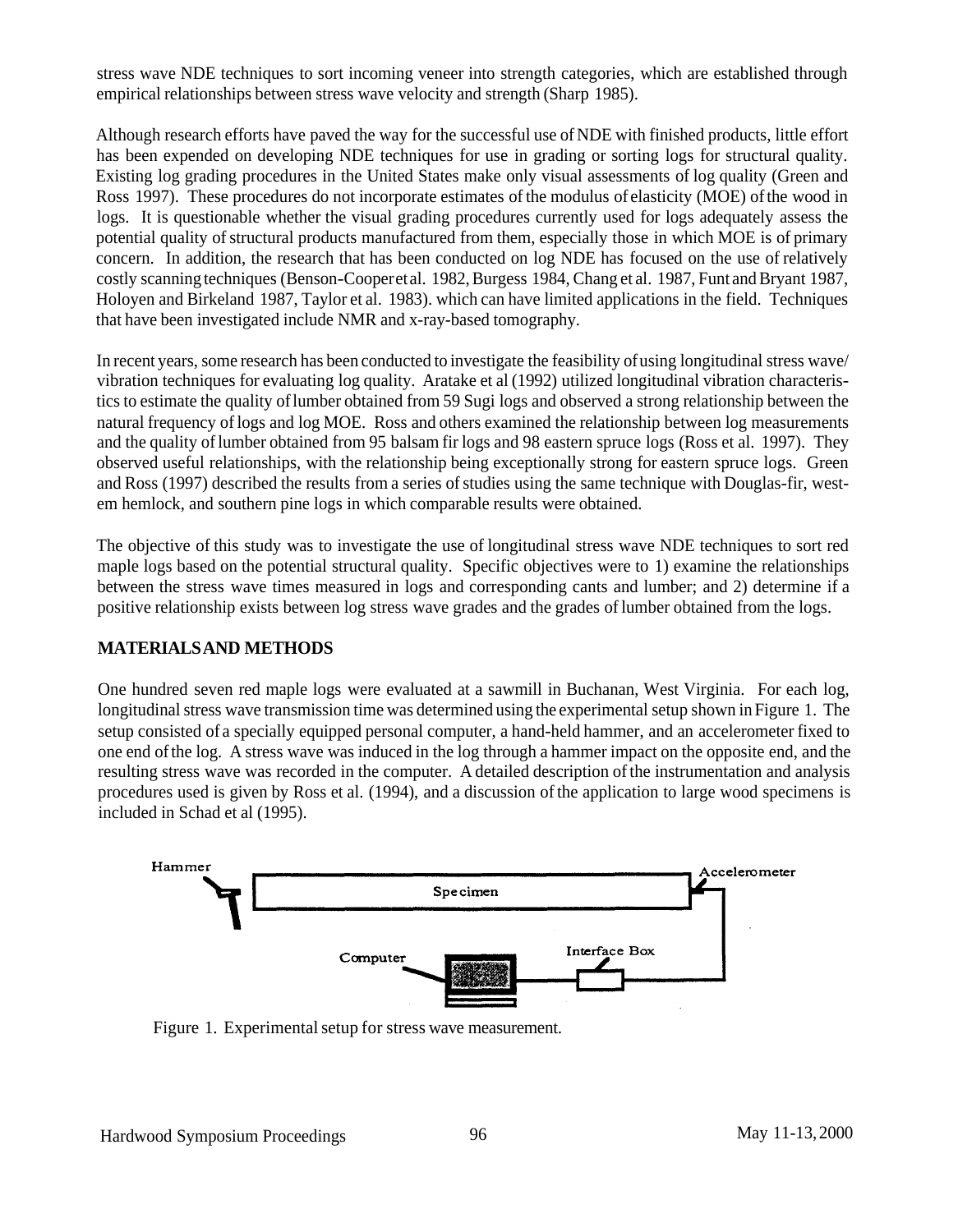stress wave NDE techniques to sort incoming veneer into strength categories, which are established through empirical relationships between stress wave velocity and strength (Sharp 1985).

Although research efforts have paved the way for the successful use of NDE with finished products, little effort has been expended on developing NDE techniques for use in grading or sorting logs for structural quality. Existing log grading procedures in the United States make only visual assessments of log quality (Green and Ross 1997). These procedures do not incorporate estimates of the modulus of elasticity (MOE) of the wood in logs. It is questionable whether the visual grading procedures currently used for logs adequately assess the potential quality of structural products manufactured from them, especially those in which MOE is of primary concern. In addition, the research that has been conducted on log NDE has focused on the use of relatively costly scanning techniques (Benson-Cooper et al. 1982, Burgess 1984, Chang et al. 1987, Funt and Bryant 1987, Holoyen and Birkeland 1987, Taylor et al. 1983). which can have limited applications in the field. Techniques that have been investigated include NMR and x-ray-based tomography.

In recent years, some research has been conducted to investigate the feasibility of using longitudinal stress wave/ vibration techniques for evaluating log quality. Aratake et al (1992) utilized longitudinal vibration characteristics to estimate the quality of lumber obtained from 59 Sugi logs and observed a strong relationship between the natural frequency of logs and log MOE. Ross and others examined the relationship between log measurements and the quality of lumber obtained from 95 balsam fir logs and 98 eastern spruce logs (Ross et al. 1997). They observed useful relationships, with the relationship being exceptionally strong for eastern spruce logs. Green and Ross (1997) described the results from a series of studies using the same technique with Douglas-fir, western hemlock, and southern pine logs in which comparable results were obtained.

The objective of this study was to investigate the use of longitudinal stress wave NDE techniques to sort red maple logs based on the potential structural quality. Specific objectives were to 1) examine the relationships between the stress wave times measured in logs and corresponding cants and lumber; and 2) determine if a positive relationship exists between log stress wave grades and the grades of lumber obtained from the logs.

## MATERIALS AND METHODS

One hundred seven red maple logs were evaluated at a sawmill in Buchanan, West Virginia. For each log, longitudinal stress wave transmission time was determined using the experimental setup shown in Figure 1. The setup consisted of a specially equipped personal computer, a hand-held hammer, and an accelerometer fixed to one end of the log. A stress wave was induced in the log through a hammer impact on the opposite end, and the resulting stress wave was recorded in the computer. A detailed description of the instrumentation and analysis procedures used is given by Ross et al. (1994), and a discussion of the application to large wood specimens is included in Schad et al (1995).

Figure 1. Experimental setup for stress wave measurement.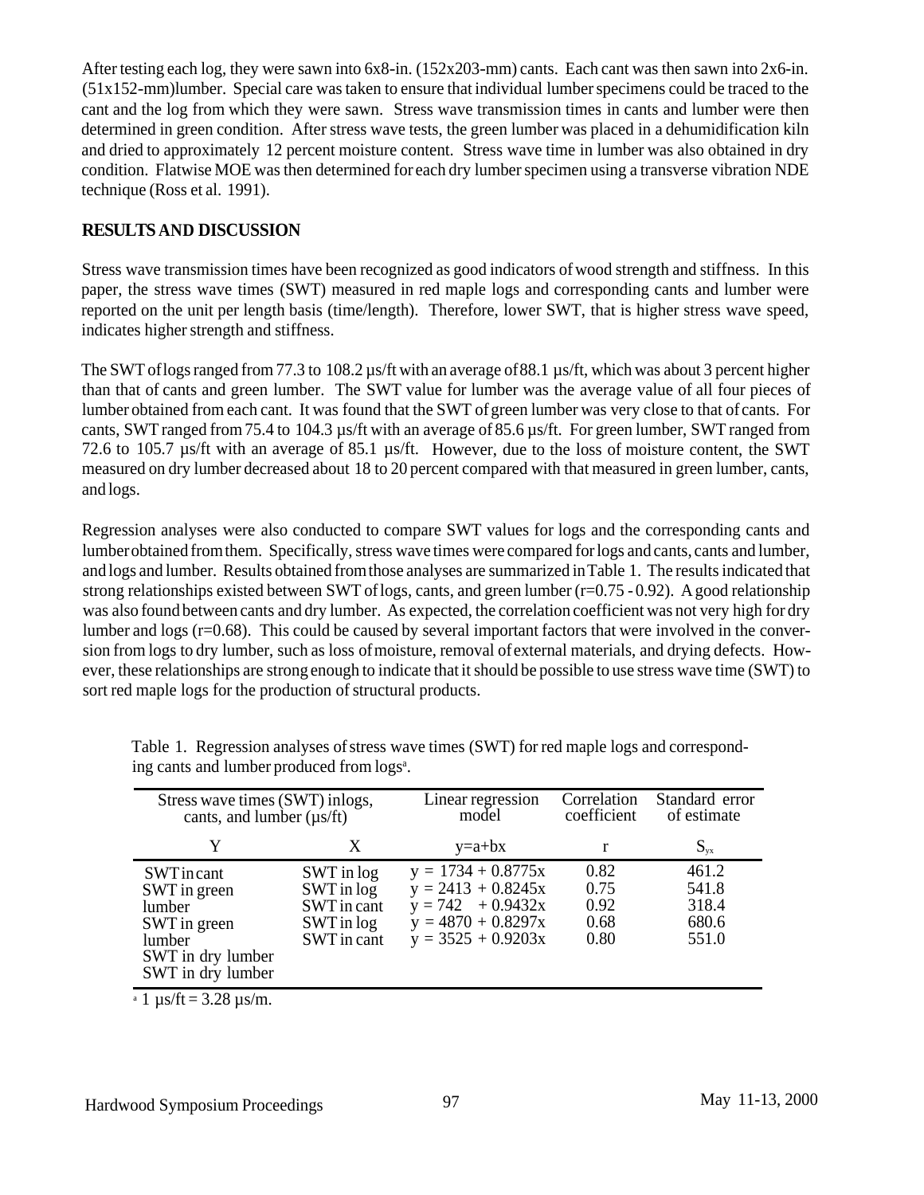After testing each log, they were sawn into 6x8-in. (152x203-mm) cants. Each cant was then sawn into 2x6-in. (51x152-mm)lumber. Special care was taken to ensure that individual lumber specimens could be traced to the cant and the log from which they were sawn. Stress wave transmission times in cants and lumber were then determined in green condition. After stress wave tests, the green lumber was placed in a dehumidification kiln and dried to approximately 12 percent moisture content. Stress wave time in lumber was also obtained in dry condition. Flatwise MOE was then determined for each dry lumber specimen using a transverse vibration NDE technique (Ross et al. 1991).

## RESULTS AND DISCUSSION

Stress wave transmission times have been recognized as good indicators of wood strength and stiffness. In this paper, the stress wave times (SWT) measured in red maple logs and corresponding cants and lumber were reported on the unit per length basis (time/length). Therefore, lower SWT, that is higher stress wave speed, indicates higher strength and stiffness.

The SWT of logs ranged from 77.3 to 108.2 µs/ft with an average of 88.1 µs/ft, which was about 3 percent higher than that of cants and green lumber. The SWT value for lumber was the average value of all four pieces of lumber obtained from each cant. It was found that the SWT of green lumber was very close to that of cants. For cants, SWT ranged from 75.4 to 104.3 µs/ft with an average of 85.6 µs/ft. For green lumber, SWT ranged from 72.6 to 105.7 µs/ft with an average of 85.1 µs/ft. However, due to the loss of moisture content, the SWT measured on dry lumber decreased about 18 to 20 percent compared with that measured in green lumber, cants, and logs.

Regression analyses were also conducted to compare SWT values for logs and the corresponding cants and lumber obtained from them. Specifically, stress wave times were compared for logs and cants, cants and lumber, and logs and lumber. Results obtained from those analyses are summarized in Table 1. The results indicated that strong relationships existed between SWT of logs, cants, and green lumber (r=0.75 - 0.92). A good relationship was also found between cants and dry lumber. As expected, the correlation coefficient was not very high for dry lumber and logs (r=0.68). This could be caused by several important factors that were involved in the conversion from logs to dry lumber, such as loss of moisture, removal of external materials, and drying defects. However, these relationships are strong enough to indicate that it should be possible to use stress wave time (SWT) to sort red maple logs for the production of structural products.

Table 1. Regression analyses of stress wave times (SWT) for red maple logs and corresponding cants and lumber produced from logs[a].

| Stress wave times (SWT) in logs, cants, and lumber (µs/ft) | | Linear regression model | Correlation coefficient | Standard error of estimate |
|---|---|---|---|---|
| Y | X | y=a+bx | r | $S_{yx}$ |
| SWT in cant | SWT in log | y = 1734 + 0.8775x | 0.82 | 461.2 |
| SWT in green lumber | SWT in log | y = 2413 + 0.8245x | 0.75 | 541.8 |
| SWT in green lumber | SWT in cant | y = 742 + 0.9432x | 0.92 | 318.4 |
| SWT in dry lumber | SWT in log | y = 4870 + 0.8297x | 0.68 | 680.6 |
| SWT in dry lumber | SWT in cant | y = 3525 + 0.9203x | 0.80 | 551.0 |

[a] 1 µs/ft = 3.28 µs/m.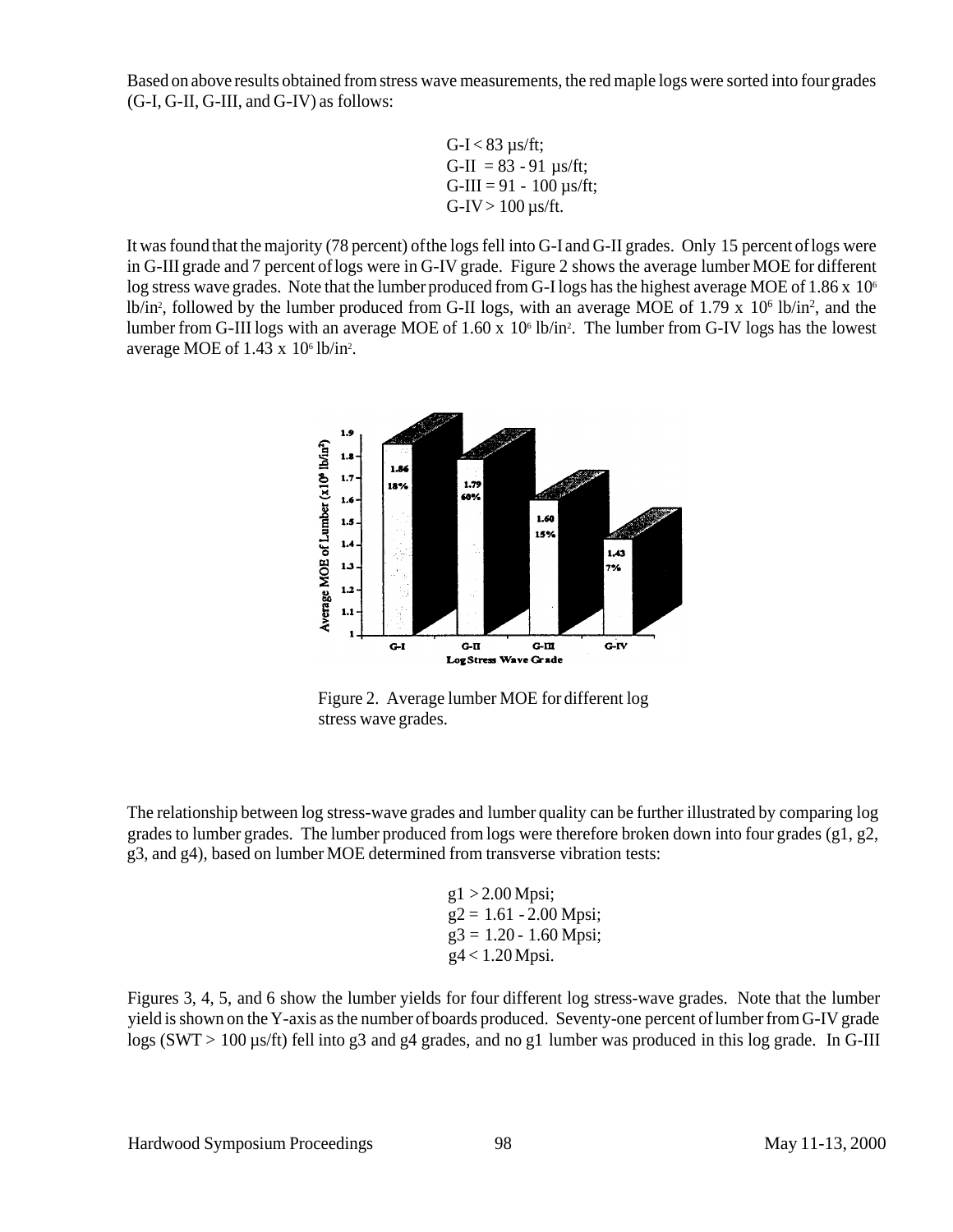Based on above results obtained from stress wave measurements, the red maple logs were sorted into four grades (G-I, G-II, G-III, and G-IV) as follows:

G-I < 83 µs/ft;  
G-II = 83 - 91 µs/ft;  
G-III = 91 - 100 µs/ft;  
G-IV > 100 µs/ft.

It was found that the majority (78 percent) of the logs fell into G-I and G-II grades. Only 15 percent of logs were in G-III grade and 7 percent of logs were in G-IV grade. Figure 2 shows the average lumber MOE for different log stress wave grades. Note that the lumber produced from G-I logs has the highest average MOE of $1.86 \times 10^6$ lb/in$^2$, followed by the lumber produced from G-II logs, with an average MOE of $1.79 \times 10^6$ lb/in$^2$, and the lumber from G-III logs with an average MOE of $1.60 \times 10^6$ lb/in$^2$. The lumber from G-IV logs has the lowest average MOE of $1.43 \times 10^6$ lb/in$^2$.

Figure 2. Average lumber MOE for different log stress wave grades.

The relationship between log stress-wave grades and lumber quality can be further illustrated by comparing log grades to lumber grades. The lumber produced from logs were therefore broken down into four grades (g1, g2, g3, and g4), based on lumber MOE determined from transverse vibration tests:

g1 > 2.00 Mpsi;  
g2 = 1.61 - 2.00 Mpsi;  
g3 = 1.20 - 1.60 Mpsi;  
g4 < 1.20 Mpsi.

Figures 3, 4, 5, and 6 show the lumber yields for four different log stress-wave grades. Note that the lumber yield is shown on the Y-axis as the number of boards produced. Seventy-one percent of lumber from G-IV grade logs (SWT > 100 µs/ft) fell into g3 and g4 grades, and no g1 lumber was produced in this log grade. In G-III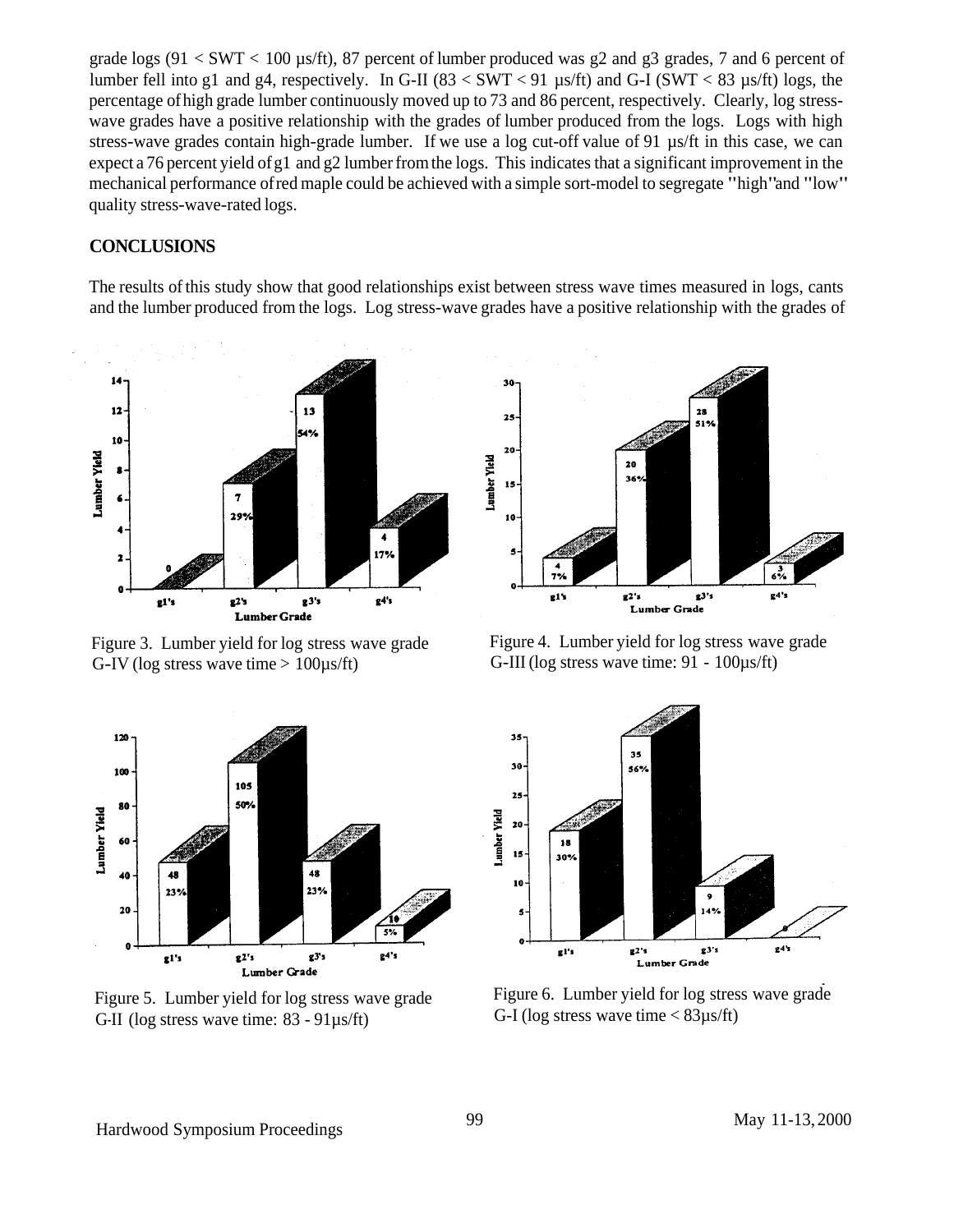grade logs (91 < SWT < 100 µs/ft), 87 percent of lumber produced was g2 and g3 grades, 7 and 6 percent of lumber fell into g1 and g4, respectively. In G-II (83 < SWT < 91 µs/ft) and G-I (SWT < 83 µs/ft) logs, the percentage of high grade lumber continuously moved up to 73 and 86 percent, respectively. Clearly, log stress-wave grades have a positive relationship with the grades of lumber produced from the logs. Logs with high stress-wave grades contain high-grade lumber. If we use a log cut-off value of 91 µs/ft in this case, we can expect a 76 percent yield of g1 and g2 lumber from the logs. This indicates that a significant improvement in the mechanical performance of red maple could be achieved with a simple sort-model to segregate "high" and "low" quality stress-wave-rated logs.

## CONCLUSIONS

The results of this study show that good relationships exist between stress wave times measured in logs, cants and the lumber produced from the logs. Log stress-wave grades have a positive relationship with the grades of

Figure 3. Lumber yield for log stress wave grade G-IV (log stress wave time > 100µs/ft)

Figure 4. Lumber yield for log stress wave grade G-III (log stress wave time: 91 - 100µs/ft)

Figure 5. Lumber yield for log stress wave grade G-II (log stress wave time: 83 - 91µs/ft)

Figure 6. Lumber yield for log stress wave grade G-I (log stress wave time < 83µs/ft)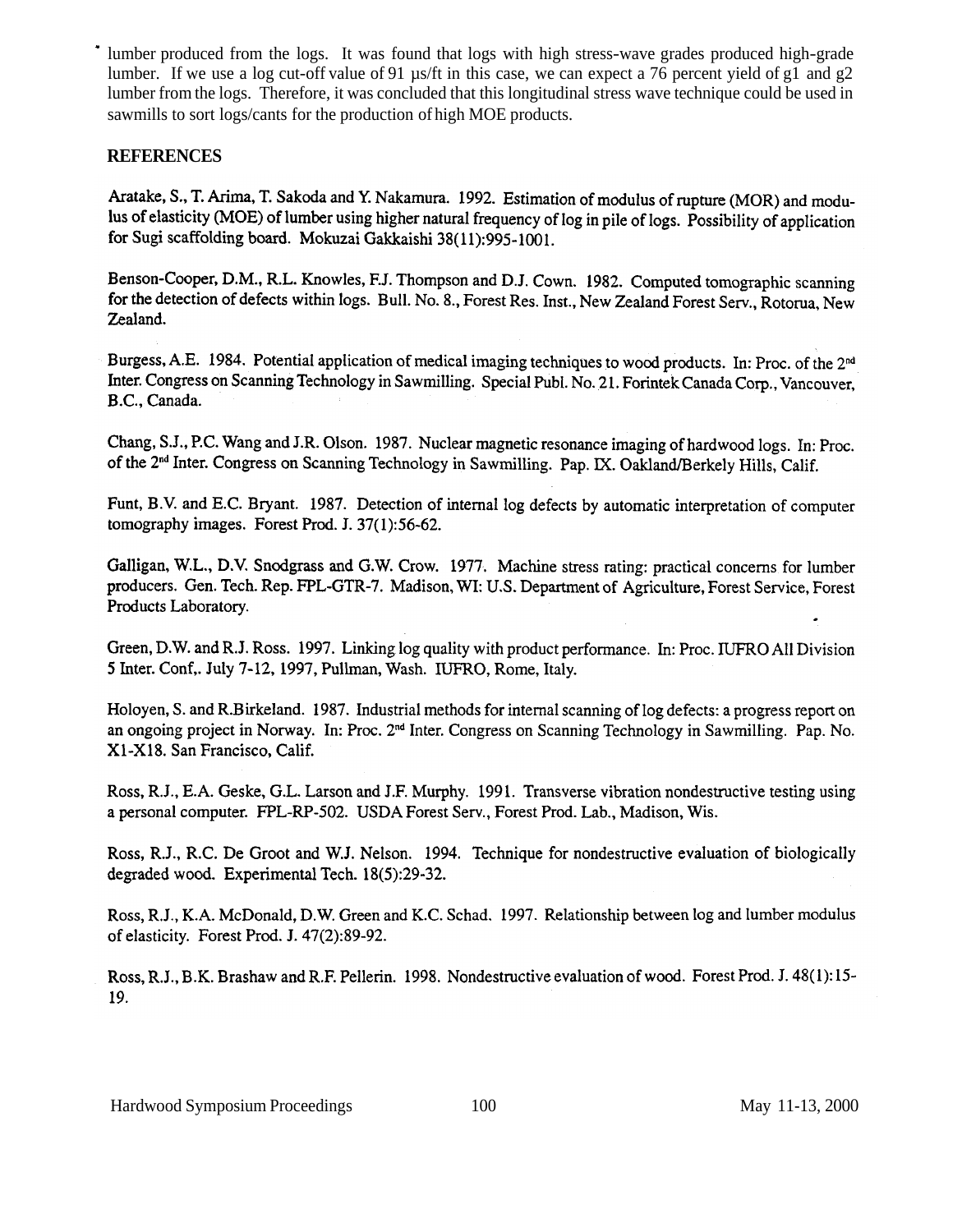lumber produced from the logs. It was found that logs with high stress-wave grades produced high-grade lumber. If we use a log cut-off value of 91 µs/ft in this case, we can expect a 76 percent yield of g1 and g2 lumber from the logs. Therefore, it was concluded that this longitudinal stress wave technique could be used in sawmills to sort logs/cants for the production of high MOE products.

## REFERENCES

Aratake, S., T. Arima, T. Sakoda and Y. Nakamura. 1992. Estimation of modulus of rupture (MOR) and modulus of elasticity (MOE) of lumber using higher natural frequency of log in pile of logs. Possibility of application for Sugi scaffolding board. Mokuzai Gakkaishi 38(11):995-1001.

Benson-Cooper, D.M., R.L. Knowles, F.J. Thompson and D.J. Cown. 1982. Computed tomographic scanning for the detection of defects within logs. Bull. No. 8., Forest Res. Inst., New Zealand Forest Serv., Rotorua, New Zealand.

Burgess, A.E. 1984. Potential application of medical imaging techniques to wood products. In: Proc. of the 2nd Inter. Congress on Scanning Technology in Sawmilling. Special Publ. No. 21. Forintek Canada Corp., Vancouver, B.C., Canada.

Chang, S.J., P.C. Wang and J.R. Olson. 1987. Nuclear magnetic resonance imaging of hardwood logs. In: Proc. of the 2nd Inter. Congress on Scanning Technology in Sawmilling. Pap. IX. Oakland/Berkely Hills, Calif.

Funt, B.V. and E.C. Bryant. 1987. Detection of internal log defects by automatic interpretation of computer tomography images. Forest Prod. J. 37(1):56-62.

Galligan, W.L., D.V. Snodgrass and G.W. Crow. 1977. Machine stress rating: practical concerns for lumber producers. Gen. Tech. Rep. FPL-GTR-7. Madison, WI: U.S. Department of Agriculture, Forest Service, Forest Products Laboratory.

Green, D.W. and R.J. Ross. 1997. Linking log quality with product performance. In: Proc. IUFRO All Division 5 Inter. Conf,. July 7-12, 1997, Pullman, Wash. IUFRO, Rome, Italy.

Holoyen, S. and R.Birkeland. 1987. Industrial methods for internal scanning of log defects: a progress report on an ongoing project in Norway. In: Proc. 2nd Inter. Congress on Scanning Technology in Sawmilling. Pap. No. X1-X18. San Francisco, Calif.

Ross, R.J., E.A. Geske, G.L. Larson and J.F. Murphy. 1991. Transverse vibration nondestructive testing using a personal computer. FPL-RP-502. USDA Forest Serv., Forest Prod. Lab., Madison, Wis.

Ross, R.J., R.C. De Groot and W.J. Nelson. 1994. Technique for nondestructive evaluation of biologically degraded wood. Experimental Tech. 18(5):29-32.

Ross, R.J., K.A. McDonald, D.W. Green and K.C. Schad. 1997. Relationship between log and lumber modulus of elasticity. Forest Prod. J. 47(2):89-92.

Ross, R.J., B.K. Brashaw and R.F. Pellerin. 1998. Nondestructive evaluation of wood. Forest Prod. J. 48(1):15-19.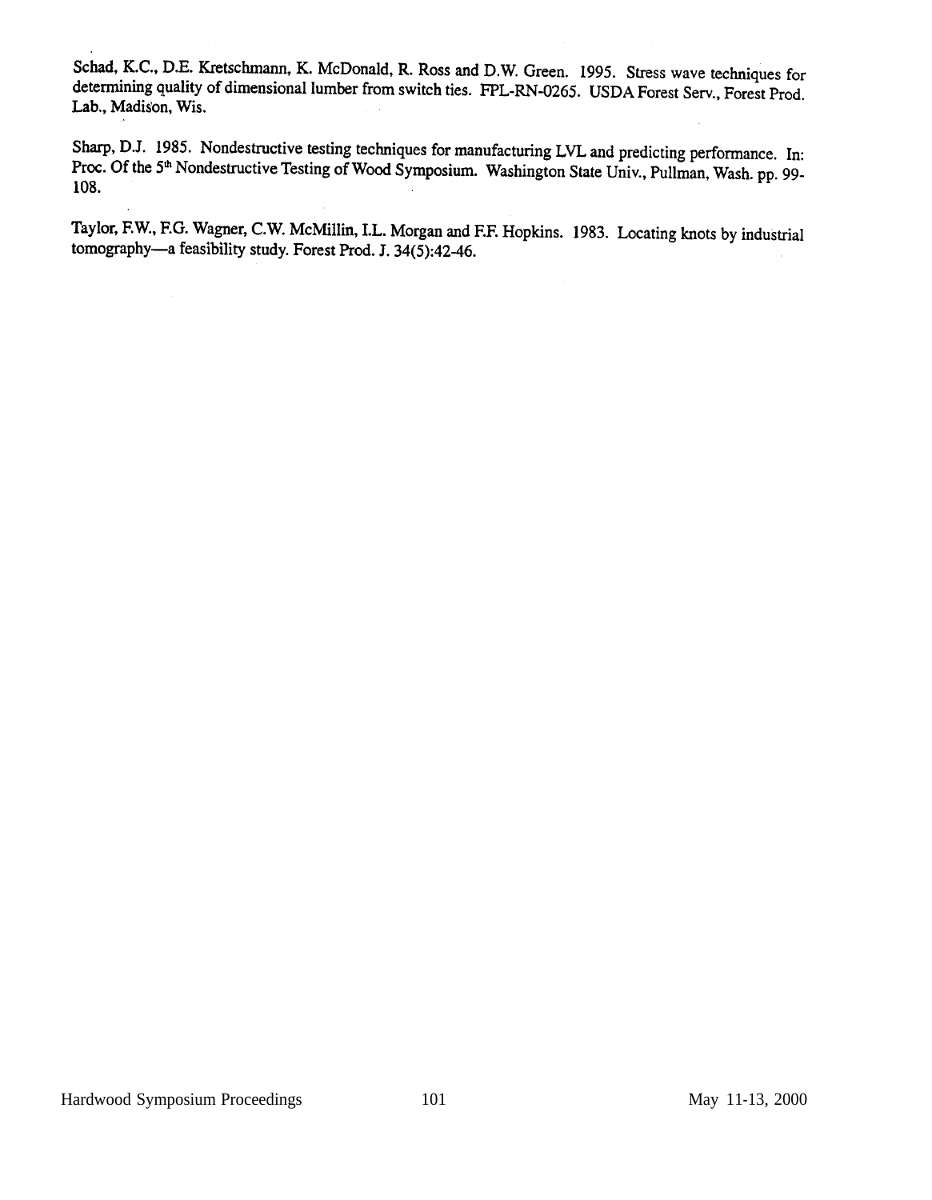Schad, K.C., D.E. Kretschmann, K. McDonald, R. Ross and D.W. Green. 1995. Stress wave techniques for determining quality of dimensional lumber from switch ties. FPL-RN-0265. USDA Forest Serv., Forest Prod. Lab., Madison, Wis.

Sharp, D.J. 1985. Nondestructive testing techniques for manufacturing LVL and predicting performance. In: Proc. Of the 5th Nondestructive Testing of Wood Symposium. Washington State Univ., Pullman, Wash. pp. 99-108.

Taylor, F.W., F.G. Wagner, C.W. McMillin, I.L. Morgan and F.F. Hopkins. 1983. Locating knots by industrial tomography—a feasibility study. Forest Prod. J. 34(5):42-46.